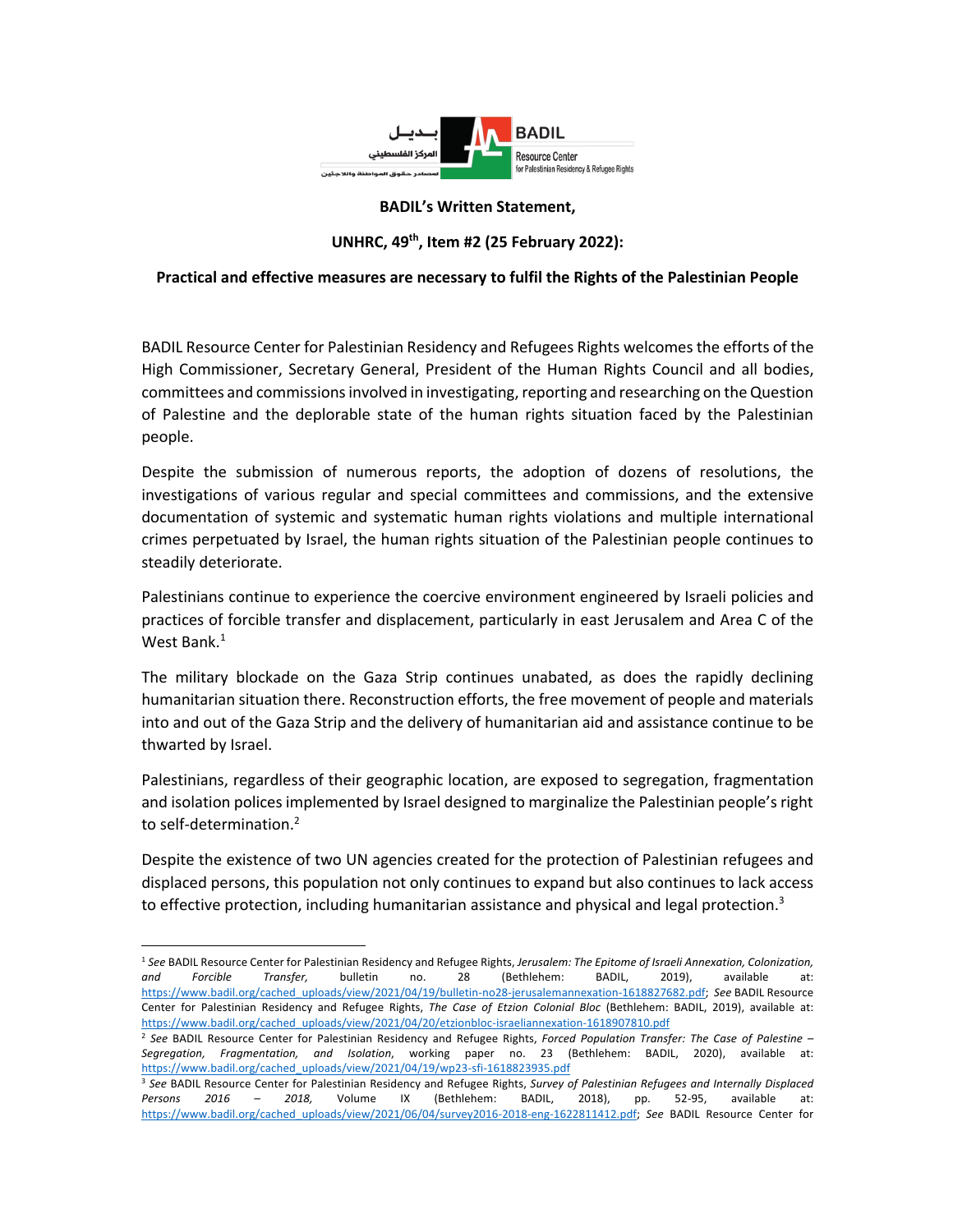**BADIL's Written Statement,**

**UNHRC, 49th, Item #2 (25 February 2022):**

**Practical and effective measures are necessary to fulfil the Rights of the Palestinian People**

BADIL Resource Center for Palestinian Residency and Refugees Rights welcomes the efforts of the High Commissioner, Secretary General, President of the Human Rights Council and all bodies, committees and commissions involved in investigating, reporting and researching on the Question of Palestine and the deplorable state of the human rights situation faced by the Palestinian people.

Despite the submission of numerous reports, the adoption of dozens of resolutions, the investigations of various regular and special committees and commissions, and the extensive documentation of systemic and systematic human rights violations and multiple international crimes perpetuated by Israel, the human rights situation of the Palestinian people continues to steadily deteriorate.

Palestinians continue to experience the coercive environment engineered by Israeli policies and practices of forcible transfer and displacement, particularly in east Jerusalem and Area C of the West Bank.[1]

The military blockade on the Gaza Strip continues unabated, as does the rapidly declining humanitarian situation there. Reconstruction efforts, the free movement of people and materials into and out of the Gaza Strip and the delivery of humanitarian aid and assistance continue to be thwarted by Israel.

Palestinians, regardless of their geographic location, are exposed to segregation, fragmentation and isolation polices implemented by Israel designed to marginalize the Palestinian people's right to self-determination.[2]

Despite the existence of two UN agencies created for the protection of Palestinian refugees and displaced persons, this population not only continues to expand but also continues to lack access to effective protection, including humanitarian assistance and physical and legal protection.[3]

---

[1] *See* BADIL Resource Center for Palestinian Residency and Refugee Rights, *Jerusalem: The Epitome of Israeli Annexation, Colonization, and Forcible Transfer,* bulletin no. 28 (Bethlehem: BADIL, 2019), available at: https://www.badil.org/cached_uploads/view/2021/04/19/bulletin-no28-jerusalemannexation-1618827682.pdf; *See* BADIL Resource Center for Palestinian Residency and Refugee Rights, *The Case of Etzion Colonial Bloc* (Bethlehem: BADIL, 2019), available at: https://www.badil.org/cached_uploads/view/2021/04/20/etzionbloc-israeliannexation-1618907810.pdf

[2] *See* BADIL Resource Center for Palestinian Residency and Refugee Rights, *Forced Population Transfer: The Case of Palestine – Segregation, Fragmentation, and Isolation*, working paper no. 23 (Bethlehem: BADIL, 2020), available at: https://www.badil.org/cached_uploads/view/2021/04/19/wp23-sfi-1618823935.pdf

[3] *See* BADIL Resource Center for Palestinian Residency and Refugee Rights, *Survey of Palestinian Refugees and Internally Displaced Persons 2016 – 2018,* Volume IX (Bethlehem: BADIL, 2018), pp. 52-95, available at: https://www.badil.org/cached_uploads/view/2021/06/04/survey2016-2018-eng-1622811412.pdf; *See* BADIL Resource Center for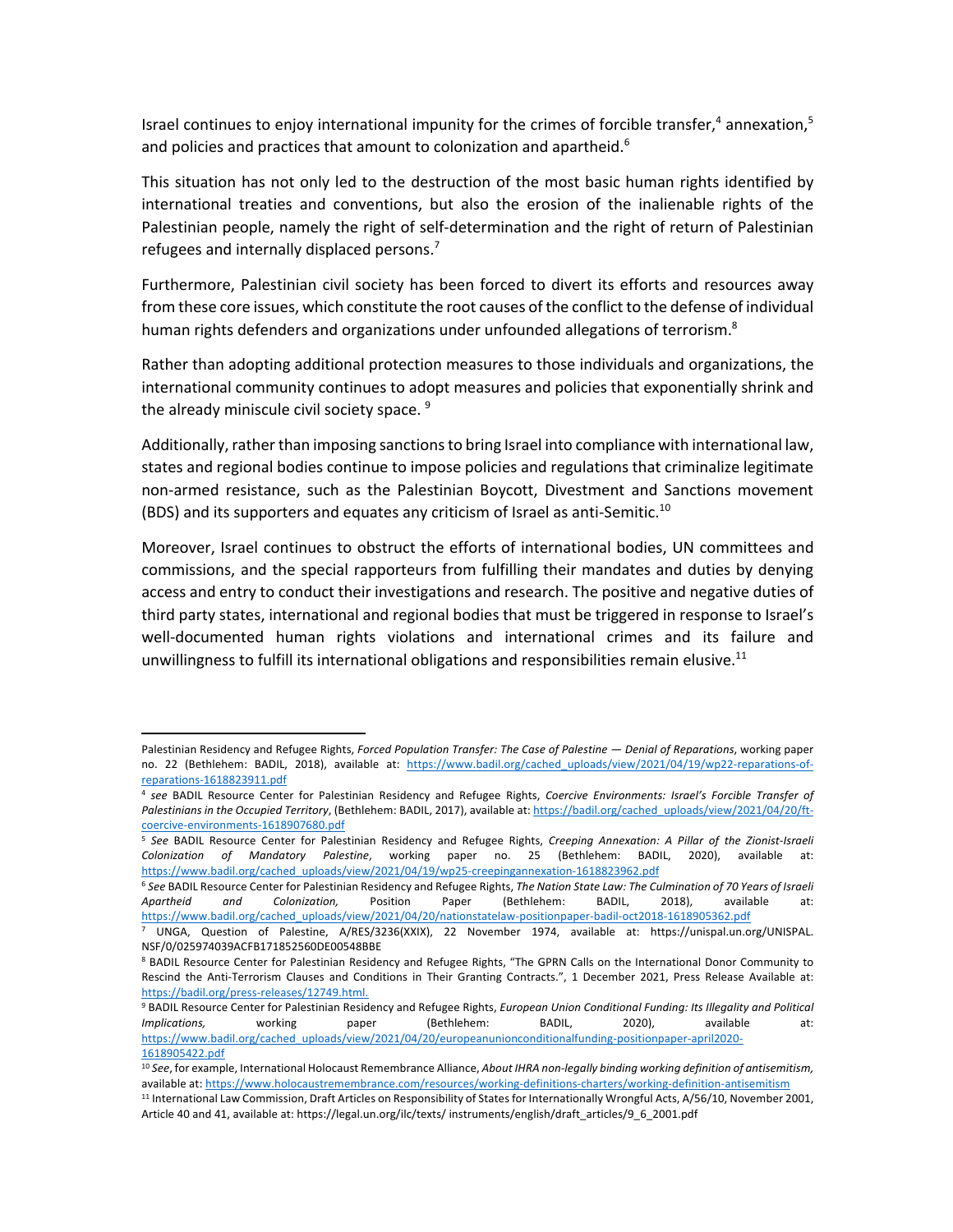Israel continues to enjoy international impunity for the crimes of forcible transfer,[4] annexation,[5] and policies and practices that amount to colonization and apartheid.[6]

This situation has not only led to the destruction of the most basic human rights identified by international treaties and conventions, but also the erosion of the inalienable rights of the Palestinian people, namely the right of self-determination and the right of return of Palestinian refugees and internally displaced persons.[7]

Furthermore, Palestinian civil society has been forced to divert its efforts and resources away from these core issues, which constitute the root causes of the conflict to the defense of individual human rights defenders and organizations under unfounded allegations of terrorism.[8]

Rather than adopting additional protection measures to those individuals and organizations, the international community continues to adopt measures and policies that exponentially shrink and the already miniscule civil society space.[9]

Additionally, rather than imposing sanctions to bring Israel into compliance with international law, states and regional bodies continue to impose policies and regulations that criminalize legitimate non-armed resistance, such as the Palestinian Boycott, Divestment and Sanctions movement (BDS) and its supporters and equates any criticism of Israel as anti-Semitic.[10]

Moreover, Israel continues to obstruct the efforts of international bodies, UN committees and commissions, and the special rapporteurs from fulfilling their mandates and duties by denying access and entry to conduct their investigations and research. The positive and negative duties of third party states, international and regional bodies that must be triggered in response to Israel's well-documented human rights violations and international crimes and its failure and unwillingness to fulfill its international obligations and responsibilities remain elusive.[11]

---

Palestinian Residency and Refugee Rights, *Forced Population Transfer: The Case of Palestine — Denial of Reparations*, working paper no. 22 (Bethlehem: BADIL, 2018), available at: https://www.badil.org/cached_uploads/view/2021/04/19/wp22-reparations-of-reparations-1618823911.pdf

[4] *see* BADIL Resource Center for Palestinian Residency and Refugee Rights, *Coercive Environments: Israel's Forcible Transfer of Palestinians in the Occupied Territory*, (Bethlehem: BADIL, 2017), available at: https://badil.org/cached_uploads/view/2021/04/20/ft-coercive-environments-1618907680.pdf

[5] *See* BADIL Resource Center for Palestinian Residency and Refugee Rights, *Creeping Annexation: A Pillar of the Zionist-Israeli Colonization of Mandatory Palestine*, working paper no. 25 (Bethlehem: BADIL, 2020), available at: https://www.badil.org/cached_uploads/view/2021/04/19/wp25-creepingannexation-1618823962.pdf

[6] *See* BADIL Resource Center for Palestinian Residency and Refugee Rights, *The Nation State Law: The Culmination of 70 Years of Israeli Apartheid and Colonization,* Position Paper (Bethlehem: BADIL, 2018), available at: https://www.badil.org/cached_uploads/view/2021/04/20/nationstatelaw-positionpaper-badil-oct2018-1618905362.pdf

[7] UNGA, Question of Palestine, A/RES/3236(XXIX), 22 November 1974, available at: https://unispal.un.org/UNISPAL.NSF/0/025974039ACFB171852560DE00548BBE

[8] BADIL Resource Center for Palestinian Residency and Refugee Rights, "The GPRN Calls on the International Donor Community to Rescind the Anti-Terrorism Clauses and Conditions in Their Granting Contracts.", 1 December 2021, Press Release Available at: https://badil.org/press-releases/12749.html.

[9] BADIL Resource Center for Palestinian Residency and Refugee Rights, *European Union Conditional Funding: Its Illegality and Political Implications,* working paper (Bethlehem: BADIL, 2020), available at: https://www.badil.org/cached_uploads/view/2021/04/20/europeanunionconditionalfunding-positionpaper-april2020-1618905422.pdf

[10] *See*, for example, International Holocaust Remembrance Alliance, *About IHRA non-legally binding working definition of antisemitism,* available at: https://www.holocaustremembrance.com/resources/working-definitions-charters/working-definition-antisemitism

[11] International Law Commission, Draft Articles on Responsibility of States for Internationally Wrongful Acts, A/56/10, November 2001, Article 40 and 41, available at: https://legal.un.org/ilc/texts/ instruments/english/draft_articles/9_6_2001.pdf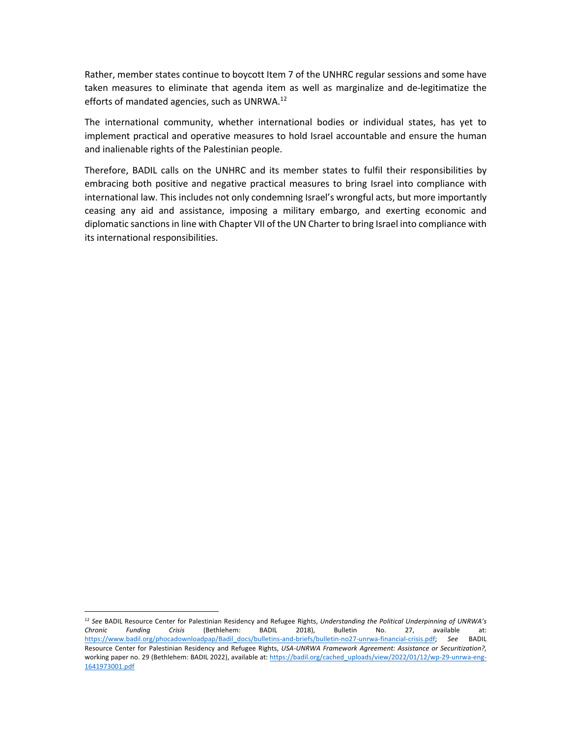Rather, member states continue to boycott Item 7 of the UNHRC regular sessions and some have taken measures to eliminate that agenda item as well as marginalize and de-legitimatize the efforts of mandated agencies, such as UNRWA.[12]

The international community, whether international bodies or individual states, has yet to implement practical and operative measures to hold Israel accountable and ensure the human and inalienable rights of the Palestinian people.

Therefore, BADIL calls on the UNHRC and its member states to fulfil their responsibilities by embracing both positive and negative practical measures to bring Israel into compliance with international law. This includes not only condemning Israel's wrongful acts, but more importantly ceasing any aid and assistance, imposing a military embargo, and exerting economic and diplomatic sanctions in line with Chapter VII of the UN Charter to bring Israel into compliance with its international responsibilities.

---

[12] *See* BADIL Resource Center for Palestinian Residency and Refugee Rights, *Understanding the Political Underpinning of UNRWA's Chronic Funding Crisis* (Bethlehem: BADIL 2018), Bulletin No. 27, available at: https://www.badil.org/phocadownloadpap/Badil_docs/bulletins-and-briefs/bulletin-no27-unrwa-financial-crisis.pdf; *See* BADIL Resource Center for Palestinian Residency and Refugee Rights, *USA-UNRWA Framework Agreement: Assistance or Securitization?,* working paper no. 29 (Bethlehem: BADIL 2022), available at: https://badil.org/cached_uploads/view/2022/01/12/wp-29-unrwa-eng-1641973001.pdf